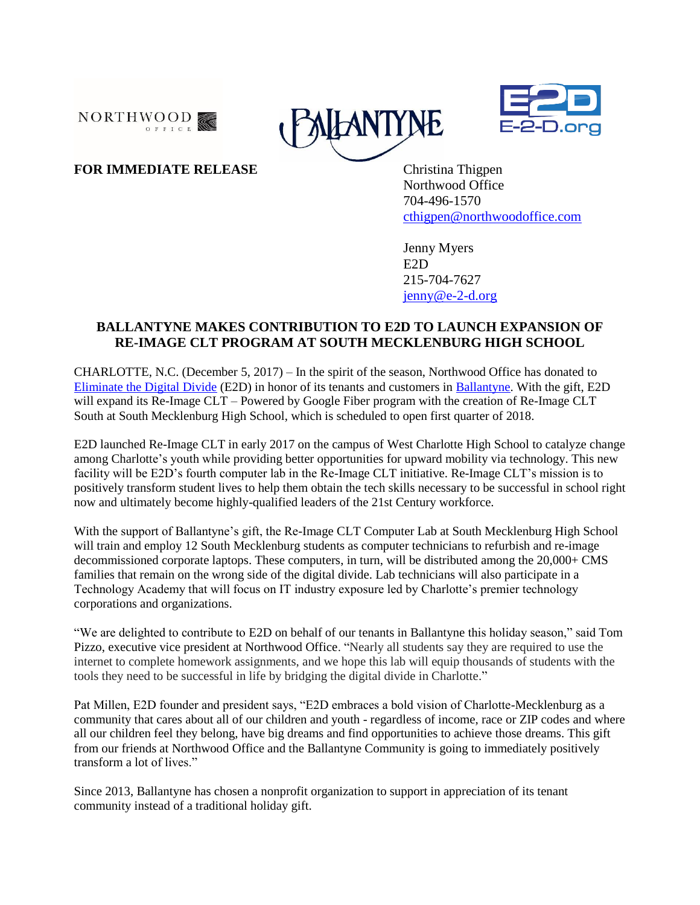NORTHWOOD OFFICE

BALLANTYNE

E2D
E-2-D.org

**FOR IMMEDIATE RELEASE**

Christina Thigpen
Northwood Office
704-496-1570
cthigpen@northwoodoffice.com

Jenny Myers
E2D
215-704-7627
jenny@e-2-d.org

**BALLANTYNE MAKES CONTRIBUTION TO E2D TO LAUNCH EXPANSION OF RE-IMAGE CLT PROGRAM AT SOUTH MECKLENBURG HIGH SCHOOL**

CHARLOTTE, N.C. (December 5, 2017) – In the spirit of the season, Northwood Office has donated to Eliminate the Digital Divide (E2D) in honor of its tenants and customers in Ballantyne. With the gift, E2D will expand its Re-Image CLT – Powered by Google Fiber program with the creation of Re-Image CLT South at South Mecklenburg High School, which is scheduled to open first quarter of 2018.

E2D launched Re-Image CLT in early 2017 on the campus of West Charlotte High School to catalyze change among Charlotte's youth while providing better opportunities for upward mobility via technology. This new facility will be E2D's fourth computer lab in the Re-Image CLT initiative. Re-Image CLT's mission is to positively transform student lives to help them obtain the tech skills necessary to be successful in school right now and ultimately become highly-qualified leaders of the 21st Century workforce.

With the support of Ballantyne's gift, the Re-Image CLT Computer Lab at South Mecklenburg High School will train and employ 12 South Mecklenburg students as computer technicians to refurbish and re-image decommissioned corporate laptops. These computers, in turn, will be distributed among the 20,000+ CMS families that remain on the wrong side of the digital divide. Lab technicians will also participate in a Technology Academy that will focus on IT industry exposure led by Charlotte's premier technology corporations and organizations.

"We are delighted to contribute to E2D on behalf of our tenants in Ballantyne this holiday season," said Tom Pizzo, executive vice president at Northwood Office. "Nearly all students say they are required to use the internet to complete homework assignments, and we hope this lab will equip thousands of students with the tools they need to be successful in life by bridging the digital divide in Charlotte."

Pat Millen, E2D founder and president says, "E2D embraces a bold vision of Charlotte-Mecklenburg as a community that cares about all of our children and youth - regardless of income, race or ZIP codes and where all our children feel they belong, have big dreams and find opportunities to achieve those dreams. This gift from our friends at Northwood Office and the Ballantyne Community is going to immediately positively transform a lot of lives."

Since 2013, Ballantyne has chosen a nonprofit organization to support in appreciation of its tenant community instead of a traditional holiday gift.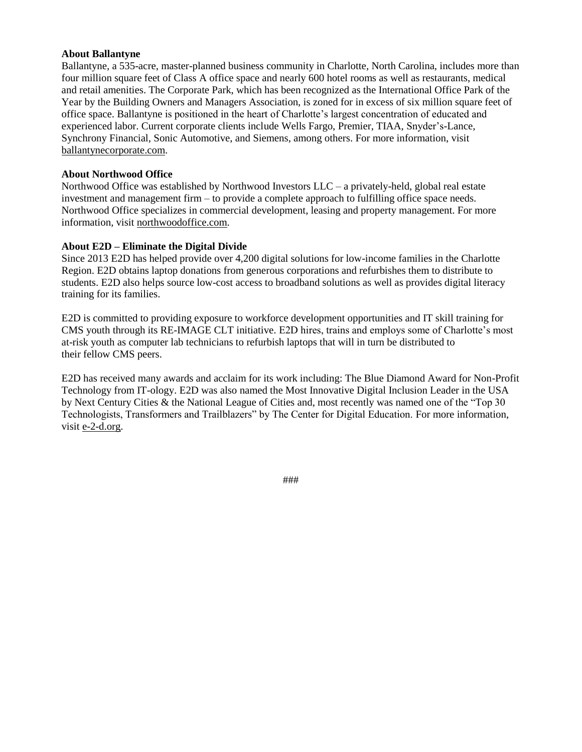**About Ballantyne**

Ballantyne, a 535-acre, master-planned business community in Charlotte, North Carolina, includes more than four million square feet of Class A office space and nearly 600 hotel rooms as well as restaurants, medical and retail amenities. The Corporate Park, which has been recognized as the International Office Park of the Year by the Building Owners and Managers Association, is zoned for in excess of six million square feet of office space. Ballantyne is positioned in the heart of Charlotte's largest concentration of educated and experienced labor. Current corporate clients include Wells Fargo, Premier, TIAA, Snyder's-Lance, Synchrony Financial, Sonic Automotive, and Siemens, among others. For more information, visit ballantynecorporate.com.

**About Northwood Office**

Northwood Office was established by Northwood Investors LLC – a privately-held, global real estate investment and management firm – to provide a complete approach to fulfilling office space needs. Northwood Office specializes in commercial development, leasing and property management. For more information, visit northwoodoffice.com.

**About E2D – Eliminate the Digital Divide**

Since 2013 E2D has helped provide over 4,200 digital solutions for low-income families in the Charlotte Region. E2D obtains laptop donations from generous corporations and refurbishes them to distribute to students. E2D also helps source low-cost access to broadband solutions as well as provides digital literacy training for its families.

E2D is committed to providing exposure to workforce development opportunities and IT skill training for CMS youth through its RE-IMAGE CLT initiative. E2D hires, trains and employs some of Charlotte's most at-risk youth as computer lab technicians to refurbish laptops that will in turn be distributed to their fellow CMS peers.

E2D has received many awards and acclaim for its work including: The Blue Diamond Award for Non-Profit Technology from IT-ology. E2D was also named the Most Innovative Digital Inclusion Leader in the USA by Next Century Cities & the National League of Cities and, most recently was named one of the "Top 30 Technologists, Transformers and Trailblazers" by The Center for Digital Education. For more information, visit e-2-d.org.

###